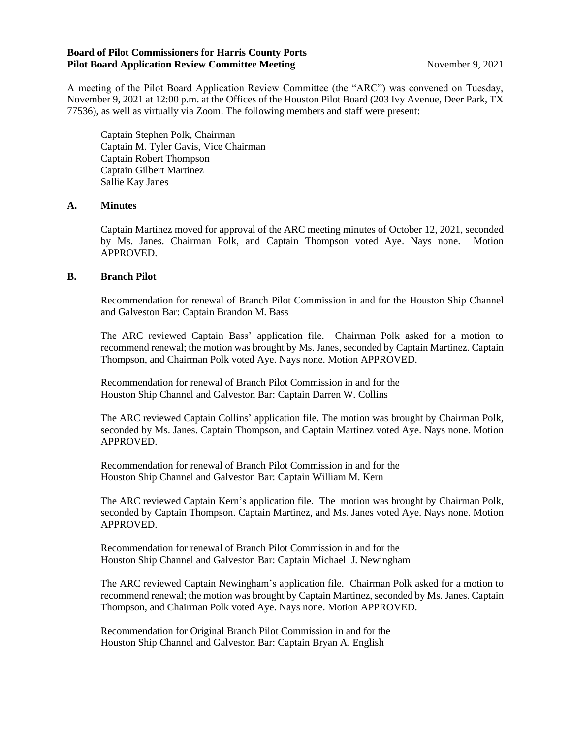**Board of Pilot Commissioners for Harris County Ports**
**Pilot Board Application Review Committee Meeting** November 9, 2021

A meeting of the Pilot Board Application Review Committee (the "ARC") was convened on Tuesday, November 9, 2021 at 12:00 p.m. at the Offices of the Houston Pilot Board (203 Ivy Avenue, Deer Park, TX 77536), as well as virtually via Zoom. The following members and staff were present:

Captain Stephen Polk, Chairman
Captain M. Tyler Gavis, Vice Chairman
Captain Robert Thompson
Captain Gilbert Martinez
Sallie Kay Janes

## A. Minutes

Captain Martinez moved for approval of the ARC meeting minutes of October 12, 2021, seconded by Ms. Janes. Chairman Polk, and Captain Thompson voted Aye. Nays none. Motion APPROVED.

## B. Branch Pilot

Recommendation for renewal of Branch Pilot Commission in and for the Houston Ship Channel and Galveston Bar: Captain Brandon M. Bass

The ARC reviewed Captain Bass' application file. Chairman Polk asked for a motion to recommend renewal; the motion was brought by Ms. Janes, seconded by Captain Martinez. Captain Thompson, and Chairman Polk voted Aye. Nays none. Motion APPROVED.

Recommendation for renewal of Branch Pilot Commission in and for the Houston Ship Channel and Galveston Bar: Captain Darren W. Collins

The ARC reviewed Captain Collins' application file. The motion was brought by Chairman Polk, seconded by Ms. Janes. Captain Thompson, and Captain Martinez voted Aye. Nays none. Motion APPROVED.

Recommendation for renewal of Branch Pilot Commission in and for the Houston Ship Channel and Galveston Bar: Captain William M. Kern

The ARC reviewed Captain Kern's application file. The motion was brought by Chairman Polk, seconded by Captain Thompson. Captain Martinez, and Ms. Janes voted Aye. Nays none. Motion APPROVED.

Recommendation for renewal of Branch Pilot Commission in and for the Houston Ship Channel and Galveston Bar: Captain Michael J. Newingham

The ARC reviewed Captain Newingham's application file. Chairman Polk asked for a motion to recommend renewal; the motion was brought by Captain Martinez, seconded by Ms. Janes. Captain Thompson, and Chairman Polk voted Aye. Nays none. Motion APPROVED.

Recommendation for Original Branch Pilot Commission in and for the Houston Ship Channel and Galveston Bar: Captain Bryan A. English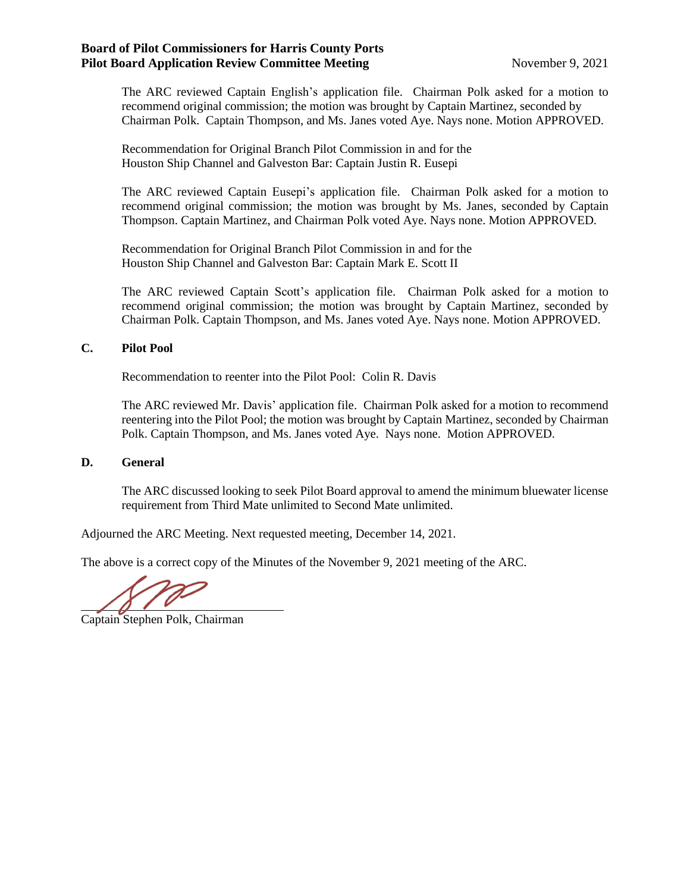The ARC reviewed Captain English's application file. Chairman Polk asked for a motion to recommend original commission; the motion was brought by Captain Martinez, seconded by Chairman Polk. Captain Thompson, and Ms. Janes voted Aye. Nays none. Motion APPROVED.

Recommendation for Original Branch Pilot Commission in and for the Houston Ship Channel and Galveston Bar: Captain Justin R. Eusepi

The ARC reviewed Captain Eusepi's application file. Chairman Polk asked for a motion to recommend original commission; the motion was brought by Ms. Janes, seconded by Captain Thompson. Captain Martinez, and Chairman Polk voted Aye. Nays none. Motion APPROVED.

Recommendation for Original Branch Pilot Commission in and for the Houston Ship Channel and Galveston Bar: Captain Mark E. Scott II

The ARC reviewed Captain Scott's application file. Chairman Polk asked for a motion to recommend original commission; the motion was brought by Captain Martinez, seconded by Chairman Polk. Captain Thompson, and Ms. Janes voted Aye. Nays none. Motion APPROVED.

**C. Pilot Pool**

Recommendation to reenter into the Pilot Pool: Colin R. Davis

The ARC reviewed Mr. Davis' application file. Chairman Polk asked for a motion to recommend reentering into the Pilot Pool; the motion was brought by Captain Martinez, seconded by Chairman Polk. Captain Thompson, and Ms. Janes voted Aye. Nays none. Motion APPROVED.

**D. General**

The ARC discussed looking to seek Pilot Board approval to amend the minimum bluewater license requirement from Third Mate unlimited to Second Mate unlimited.

Adjourned the ARC Meeting. Next requested meeting, December 14, 2021.

The above is a correct copy of the Minutes of the November 9, 2021 meeting of the ARC.

Captain Stephen Polk, Chairman